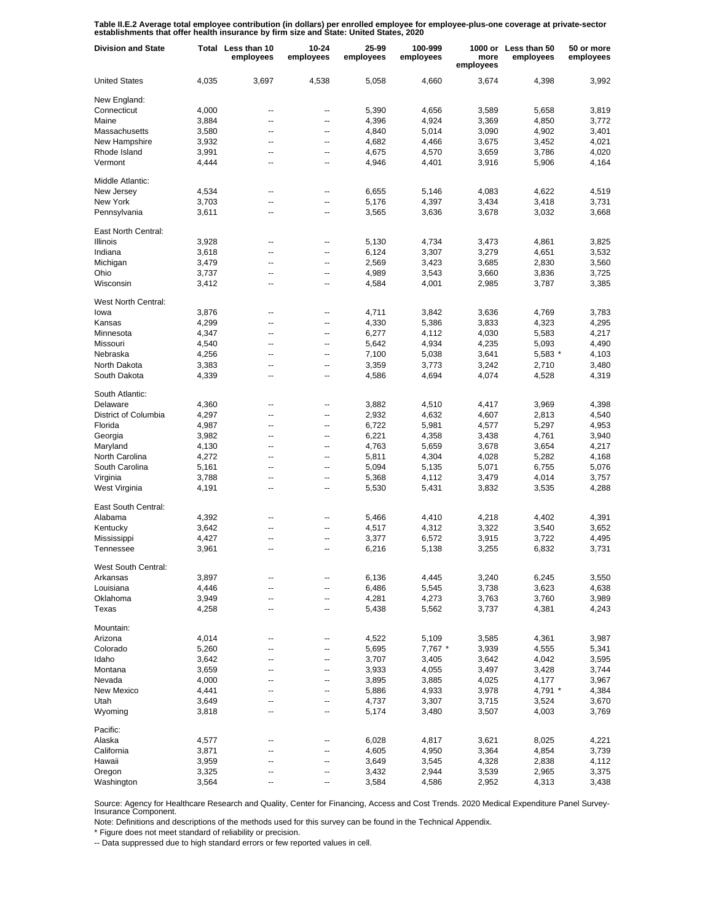**Table II.E.2 Average total employee contribution (in dollars) per enrolled employee for employee-plus-one coverage at private-sector establishments that offer health insurance by firm size and State: United States, 2020**

| Division and State | Total | Less than 10 employees | 10-24 employees | 25-99 employees | 100-999 employees | 1000 or more employees | Less than 50 employees | 50 or more employees |
|---|---|---|---|---|---|---|---|---|
| United States | 4,035 | 3,697 | 4,538 | 5,058 | 4,660 | 3,674 | 4,398 | 3,992 |
| New England: | | | | | | | | |
| Connecticut | 4,000 | -- | -- | 5,390 | 4,656 | 3,589 | 5,658 | 3,819 |
| Maine | 3,884 | -- | -- | 4,396 | 4,924 | 3,369 | 4,850 | 3,772 |
| Massachusetts | 3,580 | -- | -- | 4,840 | 5,014 | 3,090 | 4,902 | 3,401 |
| New Hampshire | 3,932 | -- | -- | 4,682 | 4,466 | 3,675 | 3,452 | 4,021 |
| Rhode Island | 3,991 | -- | -- | 4,675 | 4,570 | 3,659 | 3,786 | 4,020 |
| Vermont | 4,444 | -- | -- | 4,946 | 4,401 | 3,916 | 5,906 | 4,164 |
| Middle Atlantic: | | | | | | | | |
| New Jersey | 4,534 | -- | -- | 6,655 | 5,146 | 4,083 | 4,622 | 4,519 |
| New York | 3,703 | -- | -- | 5,176 | 4,397 | 3,434 | 3,418 | 3,731 |
| Pennsylvania | 3,611 | -- | -- | 3,565 | 3,636 | 3,678 | 3,032 | 3,668 |
| East North Central: | | | | | | | | |
| Illinois | 3,928 | -- | -- | 5,130 | 4,734 | 3,473 | 4,861 | 3,825 |
| Indiana | 3,618 | -- | -- | 6,124 | 3,307 | 3,279 | 4,651 | 3,532 |
| Michigan | 3,479 | -- | -- | 2,569 | 3,423 | 3,685 | 2,830 | 3,560 |
| Ohio | 3,737 | -- | -- | 4,989 | 3,543 | 3,660 | 3,836 | 3,725 |
| Wisconsin | 3,412 | -- | -- | 4,584 | 4,001 | 2,985 | 3,787 | 3,385 |
| West North Central: | | | | | | | | |
| Iowa | 3,876 | -- | -- | 4,711 | 3,842 | 3,636 | 4,769 | 3,783 |
| Kansas | 4,299 | -- | -- | 4,330 | 5,386 | 3,833 | 4,323 | 4,295 |
| Minnesota | 4,347 | -- | -- | 6,277 | 4,112 | 4,030 | 5,583 | 4,217 |
| Missouri | 4,540 | -- | -- | 5,642 | 4,934 | 4,235 | 5,093 | 4,490 |
| Nebraska | 4,256 | -- | -- | 7,100 | 5,038 | 3,641 | 5,583 * | 4,103 |
| North Dakota | 3,383 | -- | -- | 3,359 | 3,773 | 3,242 | 2,710 | 3,480 |
| South Dakota | 4,339 | -- | -- | 4,586 | 4,694 | 4,074 | 4,528 | 4,319 |
| South Atlantic: | | | | | | | | |
| Delaware | 4,360 | -- | -- | 3,882 | 4,510 | 4,417 | 3,969 | 4,398 |
| District of Columbia | 4,297 | -- | -- | 2,932 | 4,632 | 4,607 | 2,813 | 4,540 |
| Florida | 4,987 | -- | -- | 6,722 | 5,981 | 4,577 | 5,297 | 4,953 |
| Georgia | 3,982 | -- | -- | 6,221 | 4,358 | 3,438 | 4,761 | 3,940 |
| Maryland | 4,130 | -- | -- | 4,763 | 5,659 | 3,678 | 3,654 | 4,217 |
| North Carolina | 4,272 | -- | -- | 5,811 | 4,304 | 4,028 | 5,282 | 4,168 |
| South Carolina | 5,161 | -- | -- | 5,094 | 5,135 | 5,071 | 6,755 | 5,076 |
| Virginia | 3,788 | -- | -- | 5,368 | 4,112 | 3,479 | 4,014 | 3,757 |
| West Virginia | 4,191 | -- | -- | 5,530 | 5,431 | 3,832 | 3,535 | 4,288 |
| East South Central: | | | | | | | | |
| Alabama | 4,392 | -- | -- | 5,466 | 4,410 | 4,218 | 4,402 | 4,391 |
| Kentucky | 3,642 | -- | -- | 4,517 | 4,312 | 3,322 | 3,540 | 3,652 |
| Mississippi | 4,427 | -- | -- | 3,377 | 6,572 | 3,915 | 3,722 | 4,495 |
| Tennessee | 3,961 | -- | -- | 6,216 | 5,138 | 3,255 | 6,832 | 3,731 |
| West South Central: | | | | | | | | |
| Arkansas | 3,897 | -- | -- | 6,136 | 4,445 | 3,240 | 6,245 | 3,550 |
| Louisiana | 4,446 | -- | -- | 6,486 | 5,545 | 3,738 | 3,623 | 4,638 |
| Oklahoma | 3,949 | -- | -- | 4,281 | 4,273 | 3,763 | 3,760 | 3,989 |
| Texas | 4,258 | -- | -- | 5,438 | 5,562 | 3,737 | 4,381 | 4,243 |
| Mountain: | | | | | | | | |
| Arizona | 4,014 | -- | -- | 4,522 | 5,109 | 3,585 | 4,361 | 3,987 |
| Colorado | 5,260 | -- | -- | 5,695 | 7,767 * | 3,939 | 4,555 | 5,341 |
| Idaho | 3,642 | -- | -- | 3,707 | 3,405 | 3,642 | 4,042 | 3,595 |
| Montana | 3,659 | -- | -- | 3,933 | 4,055 | 3,497 | 3,428 | 3,744 |
| Nevada | 4,000 | -- | -- | 3,895 | 3,885 | 4,025 | 4,177 | 3,967 |
| New Mexico | 4,441 | -- | -- | 5,886 | 4,933 | 3,978 | 4,791 * | 4,384 |
| Utah | 3,649 | -- | -- | 4,737 | 3,307 | 3,715 | 3,524 | 3,670 |
| Wyoming | 3,818 | -- | -- | 5,174 | 3,480 | 3,507 | 4,003 | 3,769 |
| Pacific: | | | | | | | | |
| Alaska | 4,577 | -- | -- | 6,028 | 4,817 | 3,621 | 8,025 | 4,221 |
| California | 3,871 | -- | -- | 4,605 | 4,950 | 3,364 | 4,854 | 3,739 |
| Hawaii | 3,959 | -- | -- | 3,649 | 3,545 | 4,328 | 2,838 | 4,112 |
| Oregon | 3,325 | -- | -- | 3,432 | 2,944 | 3,539 | 2,965 | 3,375 |
| Washington | 3,564 | -- | -- | 3,584 | 4,586 | 2,952 | 4,313 | 3,438 |

Source: Agency for Healthcare Research and Quality, Center for Financing, Access and Cost Trends. 2020 Medical Expenditure Panel Survey-Insurance Component.

Note: Definitions and descriptions of the methods used for this survey can be found in the Technical Appendix.

* Figure does not meet standard of reliability or precision.

-- Data suppressed due to high standard errors or few reported values in cell.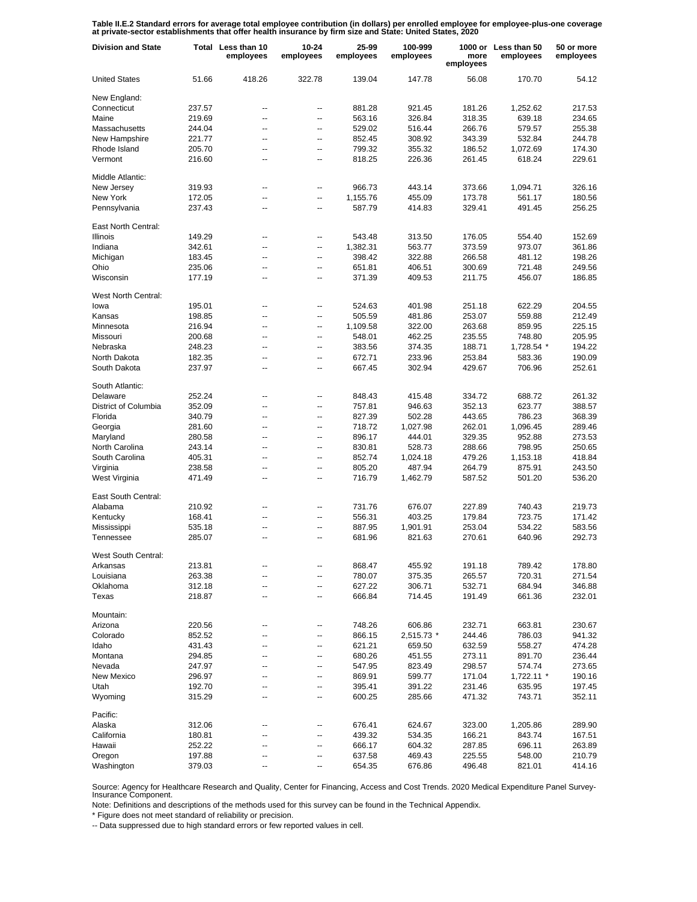**Table II.E.2 Standard errors for average total employee contribution (in dollars) per enrolled employee for employee-plus-one coverage at private-sector establishments that offer health insurance by firm size and State: United States, 2020**

| Division and State | Total | Less than 10 employees | 10-24 employees | 25-99 employees | 100-999 employees | 1000 or more employees | Less than 50 employees | 50 or more employees |
|---|---|---|---|---|---|---|---|---|
| United States | 51.66 | 418.26 | 322.78 | 139.04 | 147.78 | 56.08 | 170.70 | 54.12 |
| New England: | | | | | | | | |
| Connecticut | 237.57 | -- | -- | 881.28 | 921.45 | 181.26 | 1,252.62 | 217.53 |
| Maine | 219.69 | -- | -- | 563.16 | 326.84 | 318.35 | 639.18 | 234.65 |
| Massachusetts | 244.04 | -- | -- | 529.02 | 516.44 | 266.76 | 579.57 | 255.38 |
| New Hampshire | 221.77 | -- | -- | 852.45 | 308.92 | 343.39 | 532.84 | 244.78 |
| Rhode Island | 205.70 | -- | -- | 799.32 | 355.32 | 186.52 | 1,072.69 | 174.30 |
| Vermont | 216.60 | -- | -- | 818.25 | 226.36 | 261.45 | 618.24 | 229.61 |
| Middle Atlantic: | | | | | | | | |
| New Jersey | 319.93 | -- | -- | 966.73 | 443.14 | 373.66 | 1,094.71 | 326.16 |
| New York | 172.05 | -- | -- | 1,155.76 | 455.09 | 173.78 | 561.17 | 180.56 |
| Pennsylvania | 237.43 | -- | -- | 587.79 | 414.83 | 329.41 | 491.45 | 256.25 |
| East North Central: | | | | | | | | |
| Illinois | 149.29 | -- | -- | 543.48 | 313.50 | 176.05 | 554.40 | 152.69 |
| Indiana | 342.61 | -- | -- | 1,382.31 | 563.77 | 373.59 | 973.07 | 361.86 |
| Michigan | 183.45 | -- | -- | 398.42 | 322.88 | 266.58 | 481.12 | 198.26 |
| Ohio | 235.06 | -- | -- | 651.81 | 406.51 | 300.69 | 721.48 | 249.56 |
| Wisconsin | 177.19 | -- | -- | 371.39 | 409.53 | 211.75 | 456.07 | 186.85 |
| West North Central: | | | | | | | | |
| Iowa | 195.01 | -- | -- | 524.63 | 401.98 | 251.18 | 622.29 | 204.55 |
| Kansas | 198.85 | -- | -- | 505.59 | 481.86 | 253.07 | 559.88 | 212.49 |
| Minnesota | 216.94 | -- | -- | 1,109.58 | 322.00 | 263.68 | 859.95 | 225.15 |
| Missouri | 200.68 | -- | -- | 548.01 | 462.25 | 235.55 | 748.80 | 205.95 |
| Nebraska | 248.23 | -- | -- | 383.56 | 374.35 | 188.71 | 1,728.54 * | 194.22 |
| North Dakota | 182.35 | -- | -- | 672.71 | 233.96 | 253.84 | 583.36 | 190.09 |
| South Dakota | 237.97 | -- | -- | 667.45 | 302.94 | 429.67 | 706.96 | 252.61 |
| South Atlantic: | | | | | | | | |
| Delaware | 252.24 | -- | -- | 848.43 | 415.48 | 334.72 | 688.72 | 261.32 |
| District of Columbia | 352.09 | -- | -- | 757.81 | 946.63 | 352.13 | 623.77 | 388.57 |
| Florida | 340.79 | -- | -- | 827.39 | 502.28 | 443.65 | 786.23 | 368.39 |
| Georgia | 281.60 | -- | -- | 718.72 | 1,027.98 | 262.01 | 1,096.45 | 289.46 |
| Maryland | 280.58 | -- | -- | 896.17 | 444.01 | 329.35 | 952.88 | 273.53 |
| North Carolina | 243.14 | -- | -- | 830.81 | 528.73 | 288.66 | 798.95 | 250.65 |
| South Carolina | 405.31 | -- | -- | 852.74 | 1,024.18 | 479.26 | 1,153.18 | 418.84 |
| Virginia | 238.58 | -- | -- | 805.20 | 487.94 | 264.79 | 875.91 | 243.50 |
| West Virginia | 471.49 | -- | -- | 716.79 | 1,462.79 | 587.52 | 501.20 | 536.20 |
| East South Central: | | | | | | | | |
| Alabama | 210.92 | -- | -- | 731.76 | 676.07 | 227.89 | 740.43 | 219.73 |
| Kentucky | 168.41 | -- | -- | 556.31 | 403.25 | 179.84 | 723.75 | 171.42 |
| Mississippi | 535.18 | -- | -- | 887.95 | 1,901.91 | 253.04 | 534.22 | 583.56 |
| Tennessee | 285.07 | -- | -- | 681.96 | 821.63 | 270.61 | 640.96 | 292.73 |
| West South Central: | | | | | | | | |
| Arkansas | 213.81 | -- | -- | 868.47 | 455.92 | 191.18 | 789.42 | 178.80 |
| Louisiana | 263.38 | -- | -- | 780.07 | 375.35 | 265.57 | 720.31 | 271.54 |
| Oklahoma | 312.18 | -- | -- | 627.22 | 306.71 | 532.71 | 684.94 | 346.88 |
| Texas | 218.87 | -- | -- | 666.84 | 714.45 | 191.49 | 661.36 | 232.01 |
| Mountain: | | | | | | | | |
| Arizona | 220.56 | -- | -- | 748.26 | 606.86 | 232.71 | 663.81 | 230.67 |
| Colorado | 852.52 | -- | -- | 866.15 | 2,515.73 * | 244.46 | 786.03 | 941.32 |
| Idaho | 431.43 | -- | -- | 621.21 | 659.50 | 632.59 | 558.27 | 474.28 |
| Montana | 294.85 | -- | -- | 680.26 | 451.55 | 273.11 | 891.70 | 236.44 |
| Nevada | 247.97 | -- | -- | 547.95 | 823.49 | 298.57 | 574.74 | 273.65 |
| New Mexico | 296.97 | -- | -- | 869.91 | 599.77 | 171.04 | 1,722.11 * | 190.16 |
| Utah | 192.70 | -- | -- | 395.41 | 391.22 | 231.46 | 635.95 | 197.45 |
| Wyoming | 315.29 | -- | -- | 600.25 | 285.66 | 471.32 | 743.71 | 352.11 |
| Pacific: | | | | | | | | |
| Alaska | 312.06 | -- | -- | 676.41 | 624.67 | 323.00 | 1,205.86 | 289.90 |
| California | 180.81 | -- | -- | 439.32 | 534.35 | 166.21 | 843.74 | 167.51 |
| Hawaii | 252.22 | -- | -- | 666.17 | 604.32 | 287.85 | 696.11 | 263.89 |
| Oregon | 197.88 | -- | -- | 637.58 | 469.43 | 225.55 | 548.00 | 210.79 |
| Washington | 379.03 | -- | -- | 654.35 | 676.86 | 496.48 | 821.01 | 414.16 |

Source: Agency for Healthcare Research and Quality, Center for Financing, Access and Cost Trends. 2020 Medical Expenditure Panel Survey-Insurance Component.

Note: Definitions and descriptions of the methods used for this survey can be found in the Technical Appendix.

\* Figure does not meet standard of reliability or precision.

-- Data suppressed due to high standard errors or few reported values in cell.